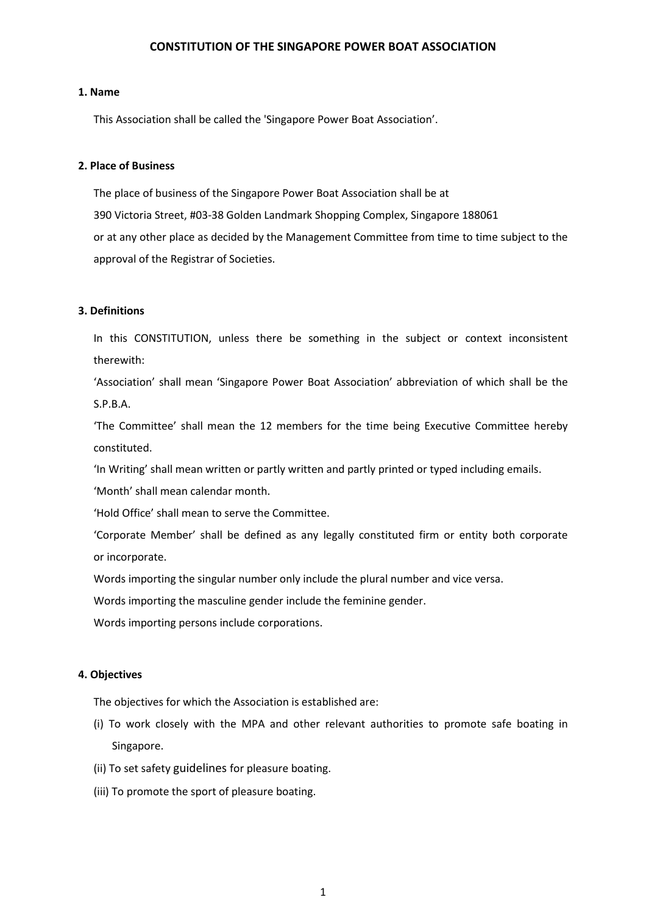# CONSTITUTION OF THE SINGAPORE POWER BOAT ASSOCIATION

## 1. Name

This Association shall be called the 'Singapore Power Boat Association'.

## 2. Place of Business

The place of business of the Singapore Power Boat Association shall be at

390 Victoria Street, #03-38 Golden Landmark Shopping Complex, Singapore 188061

or at any other place as decided by the Management Committee from time to time subject to the approval of the Registrar of Societies.

## 3. Definitions

In this CONSTITUTION, unless there be something in the subject or context inconsistent therewith:

'Association' shall mean 'Singapore Power Boat Association' abbreviation of which shall be the S.P.B.A.

'The Committee' shall mean the 12 members for the time being Executive Committee hereby constituted.

'In Writing' shall mean written or partly written and partly printed or typed including emails.

'Month' shall mean calendar month.

'Hold Office' shall mean to serve the Committee.

'Corporate Member' shall be defined as any legally constituted firm or entity both corporate or incorporate.

Words importing the singular number only include the plural number and vice versa.

Words importing the masculine gender include the feminine gender.

Words importing persons include corporations.

## 4. Objectives

The objectives for which the Association is established are:

(i) To work closely with the MPA and other relevant authorities to promote safe boating in Singapore.

(ii) To set safety guidelines for pleasure boating.

(iii) To promote the sport of pleasure boating.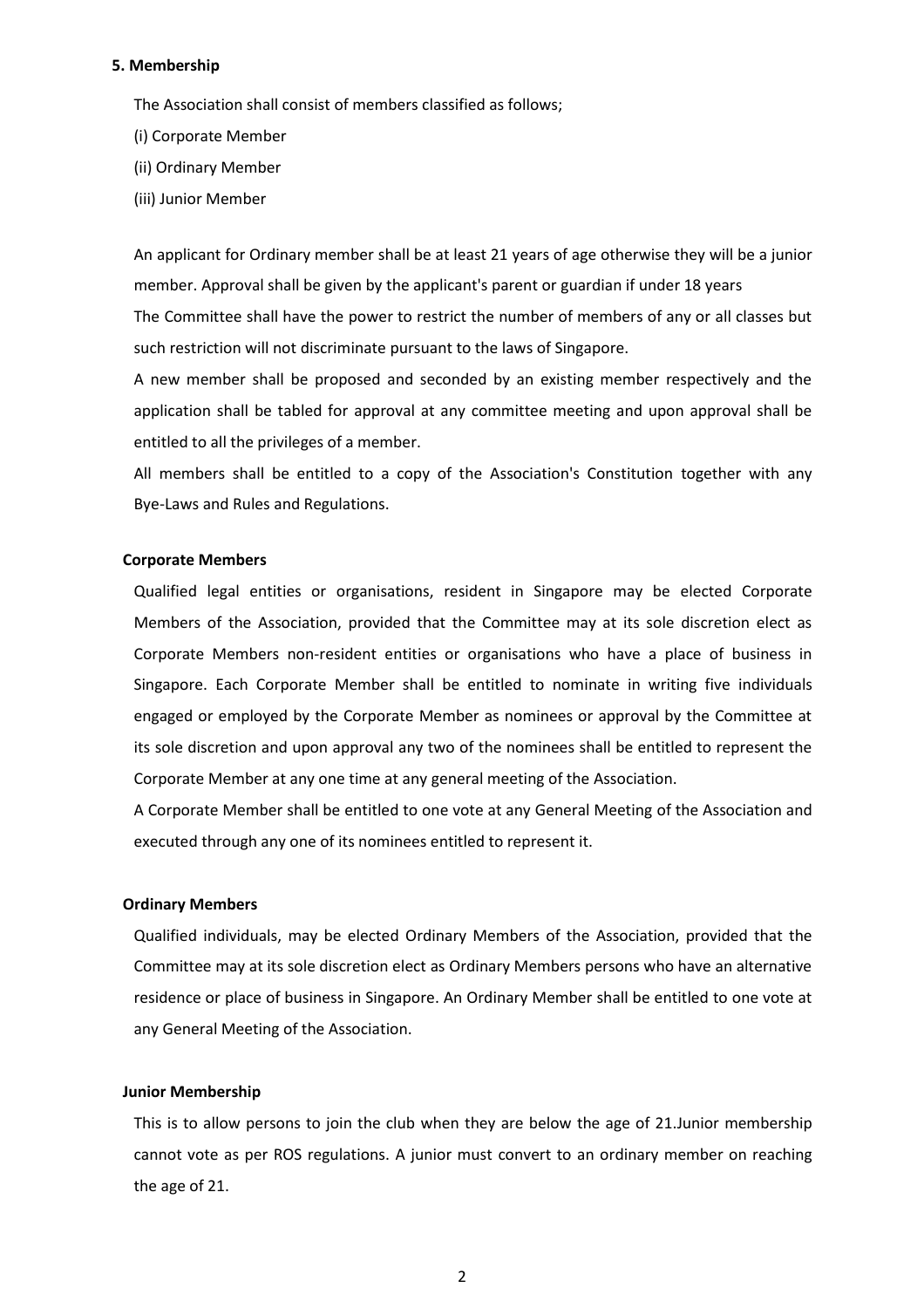## 5. Membership

The Association shall consist of members classified as follows;

(i) Corporate Member

(ii) Ordinary Member

(iii) Junior Member

An applicant for Ordinary member shall be at least 21 years of age otherwise they will be a junior member. Approval shall be given by the applicant's parent or guardian if under 18 years

The Committee shall have the power to restrict the number of members of any or all classes but such restriction will not discriminate pursuant to the laws of Singapore.

A new member shall be proposed and seconded by an existing member respectively and the application shall be tabled for approval at any committee meeting and upon approval shall be entitled to all the privileges of a member.

All members shall be entitled to a copy of the Association's Constitution together with any Bye-Laws and Rules and Regulations.

### Corporate Members

Qualified legal entities or organisations, resident in Singapore may be elected Corporate Members of the Association, provided that the Committee may at its sole discretion elect as Corporate Members non-resident entities or organisations who have a place of business in Singapore. Each Corporate Member shall be entitled to nominate in writing five individuals engaged or employed by the Corporate Member as nominees or approval by the Committee at its sole discretion and upon approval any two of the nominees shall be entitled to represent the Corporate Member at any one time at any general meeting of the Association.

A Corporate Member shall be entitled to one vote at any General Meeting of the Association and executed through any one of its nominees entitled to represent it.

### Ordinary Members

Qualified individuals, may be elected Ordinary Members of the Association, provided that the Committee may at its sole discretion elect as Ordinary Members persons who have an alternative residence or place of business in Singapore. An Ordinary Member shall be entitled to one vote at any General Meeting of the Association.

### Junior Membership

This is to allow persons to join the club when they are below the age of 21.Junior membership cannot vote as per ROS regulations. A junior must convert to an ordinary member on reaching the age of 21.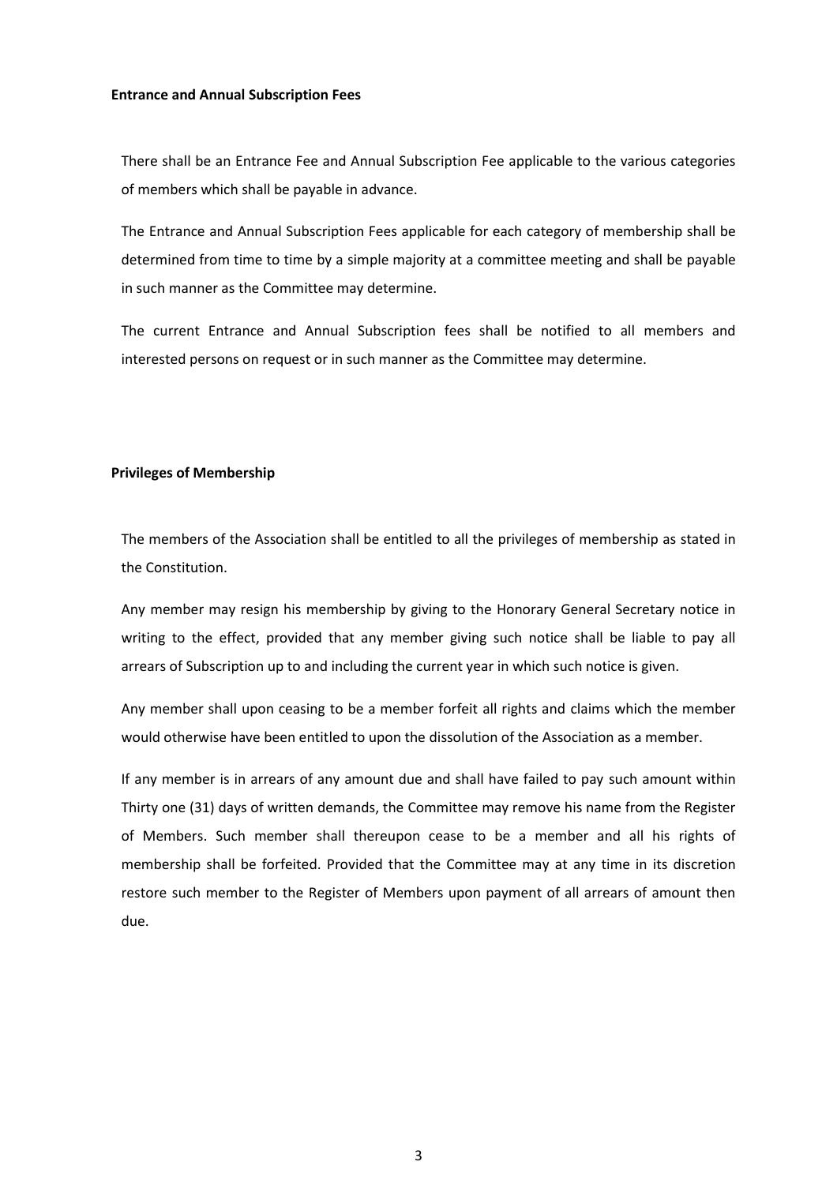**Entrance and Annual Subscription Fees**

There shall be an Entrance Fee and Annual Subscription Fee applicable to the various categories of members which shall be payable in advance.

The Entrance and Annual Subscription Fees applicable for each category of membership shall be determined from time to time by a simple majority at a committee meeting and shall be payable in such manner as the Committee may determine.

The current Entrance and Annual Subscription fees shall be notified to all members and interested persons on request or in such manner as the Committee may determine.

**Privileges of Membership**

The members of the Association shall be entitled to all the privileges of membership as stated in the Constitution.

Any member may resign his membership by giving to the Honorary General Secretary notice in writing to the effect, provided that any member giving such notice shall be liable to pay all arrears of Subscription up to and including the current year in which such notice is given.

Any member shall upon ceasing to be a member forfeit all rights and claims which the member would otherwise have been entitled to upon the dissolution of the Association as a member.

If any member is in arrears of any amount due and shall have failed to pay such amount within Thirty one (31) days of written demands, the Committee may remove his name from the Register of Members. Such member shall thereupon cease to be a member and all his rights of membership shall be forfeited. Provided that the Committee may at any time in its discretion restore such member to the Register of Members upon payment of all arrears of amount then due.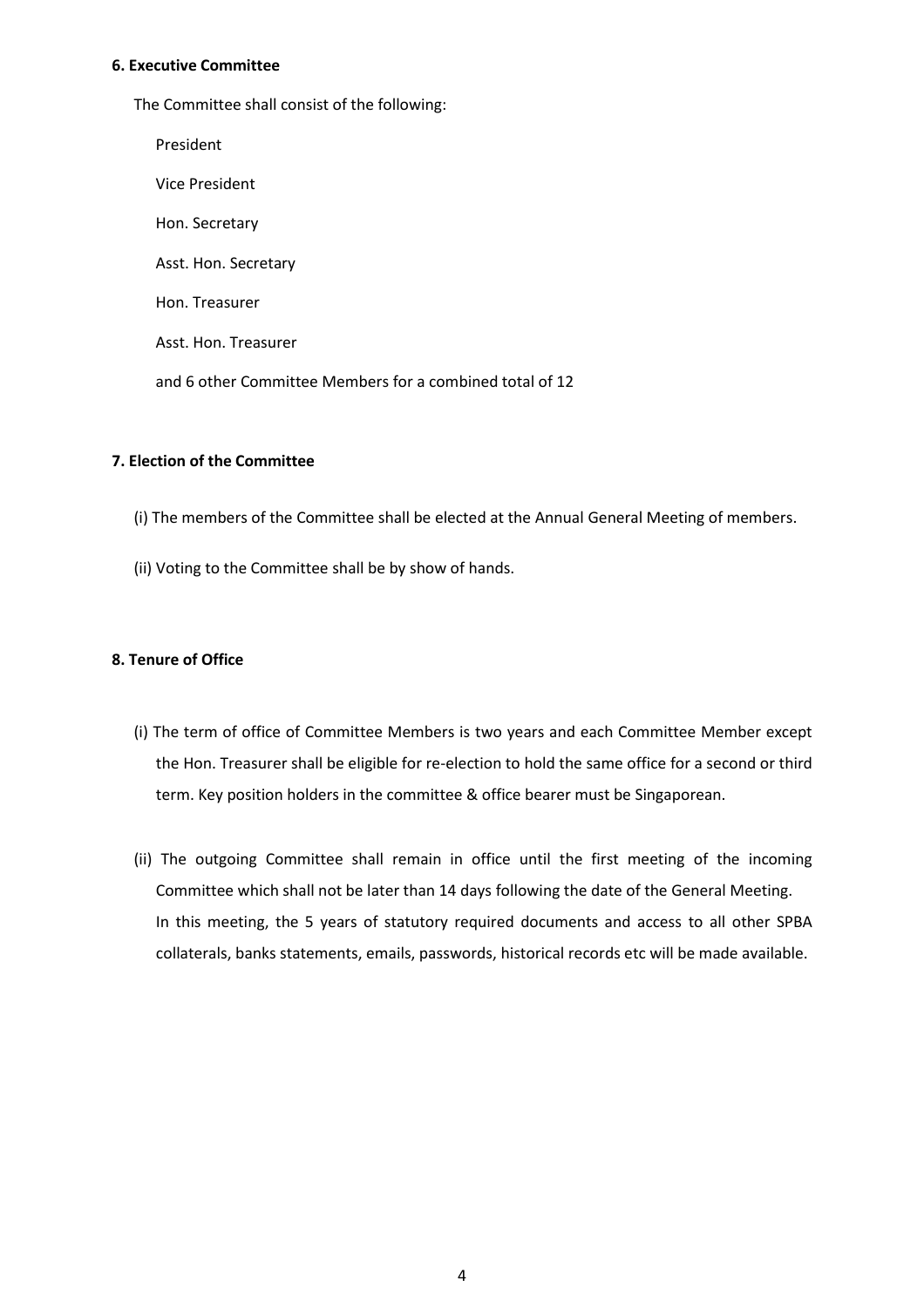**6. Executive Committee**

The Committee shall consist of the following:

President

Vice President

Hon. Secretary

Asst. Hon. Secretary

Hon. Treasurer

Asst. Hon. Treasurer

and 6 other Committee Members for a combined total of 12

**7. Election of the Committee**

(i) The members of the Committee shall be elected at the Annual General Meeting of members.

(ii) Voting to the Committee shall be by show of hands.

**8. Tenure of Office**

(i) The term of office of Committee Members is two years and each Committee Member except the Hon. Treasurer shall be eligible for re-election to hold the same office for a second or third term. Key position holders in the committee & office bearer must be Singaporean.

(ii) The outgoing Committee shall remain in office until the first meeting of the incoming Committee which shall not be later than 14 days following the date of the General Meeting. In this meeting, the 5 years of statutory required documents and access to all other SPBA collaterals, banks statements, emails, passwords, historical records etc will be made available.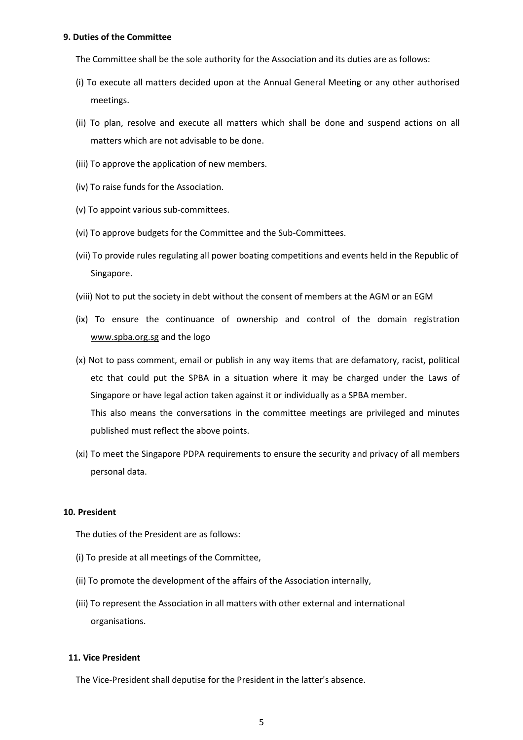**9. Duties of the Committee**

The Committee shall be the sole authority for the Association and its duties are as follows:

(i) To execute all matters decided upon at the Annual General Meeting or any other authorised meetings.

(ii) To plan, resolve and execute all matters which shall be done and suspend actions on all matters which are not advisable to be done.

(iii) To approve the application of new members.

(iv) To raise funds for the Association.

(v) To appoint various sub-committees.

(vi) To approve budgets for the Committee and the Sub-Committees.

(vii) To provide rules regulating all power boating competitions and events held in the Republic of Singapore.

(viii) Not to put the society in debt without the consent of members at the AGM or an EGM

(ix) To ensure the continuance of ownership and control of the domain registration www.spba.org.sg and the logo

(x) Not to pass comment, email or publish in any way items that are defamatory, racist, political etc that could put the SPBA in a situation where it may be charged under the Laws of Singapore or have legal action taken against it or individually as a SPBA member.
This also means the conversations in the committee meetings are privileged and minutes published must reflect the above points.

(xi) To meet the Singapore PDPA requirements to ensure the security and privacy of all members personal data.

**10. President**

The duties of the President are as follows:

(i) To preside at all meetings of the Committee,

(ii) To promote the development of the affairs of the Association internally,

(iii) To represent the Association in all matters with other external and international organisations.

**11. Vice President**

The Vice-President shall deputise for the President in the latter's absence.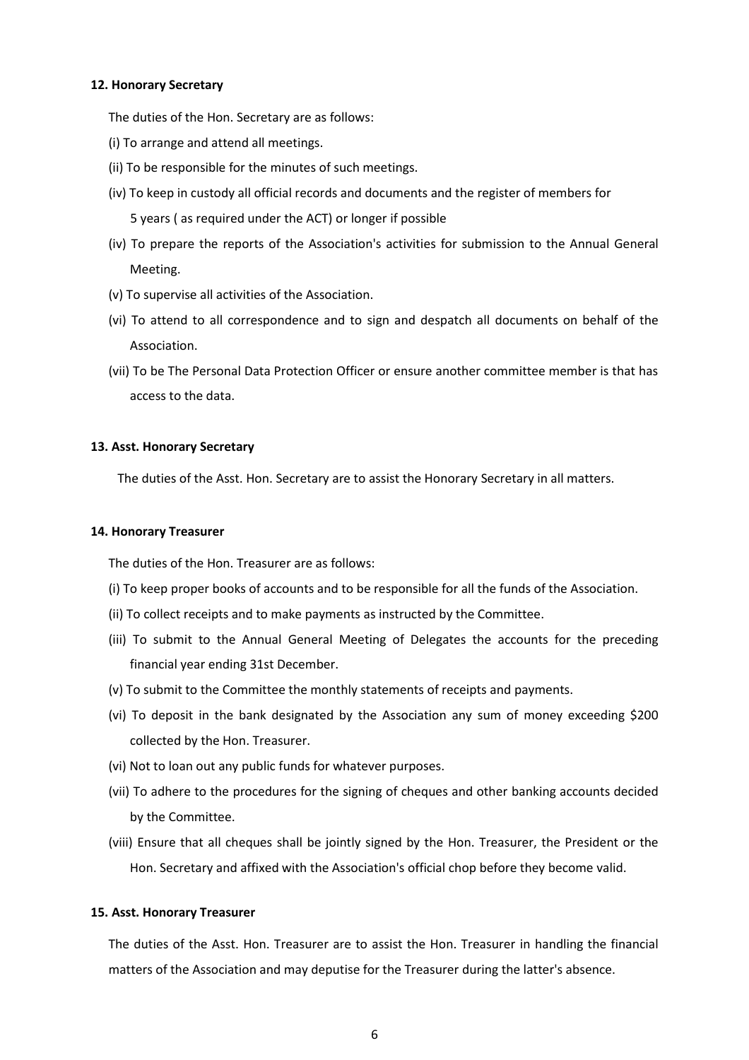**12. Honorary Secretary**

The duties of the Hon. Secretary are as follows:

(i) To arrange and attend all meetings.

(ii) To be responsible for the minutes of such meetings.

(iv) To keep in custody all official records and documents and the register of members for 5 years ( as required under the ACT) or longer if possible

(iv) To prepare the reports of the Association's activities for submission to the Annual General Meeting.

(v) To supervise all activities of the Association.

(vi) To attend to all correspondence and to sign and despatch all documents on behalf of the Association.

(vii) To be The Personal Data Protection Officer or ensure another committee member is that has access to the data.

**13. Asst. Honorary Secretary**

The duties of the Asst. Hon. Secretary are to assist the Honorary Secretary in all matters.

**14. Honorary Treasurer**

The duties of the Hon. Treasurer are as follows:

(i) To keep proper books of accounts and to be responsible for all the funds of the Association.

(ii) To collect receipts and to make payments as instructed by the Committee.

(iii) To submit to the Annual General Meeting of Delegates the accounts for the preceding financial year ending 31st December.

(v) To submit to the Committee the monthly statements of receipts and payments.

(vi) To deposit in the bank designated by the Association any sum of money exceeding $200 collected by the Hon. Treasurer.

(vi) Not to loan out any public funds for whatever purposes.

(vii) To adhere to the procedures for the signing of cheques and other banking accounts decided by the Committee.

(viii) Ensure that all cheques shall be jointly signed by the Hon. Treasurer, the President or the Hon. Secretary and affixed with the Association's official chop before they become valid.

**15. Asst. Honorary Treasurer**

The duties of the Asst. Hon. Treasurer are to assist the Hon. Treasurer in handling the financial matters of the Association and may deputise for the Treasurer during the latter's absence.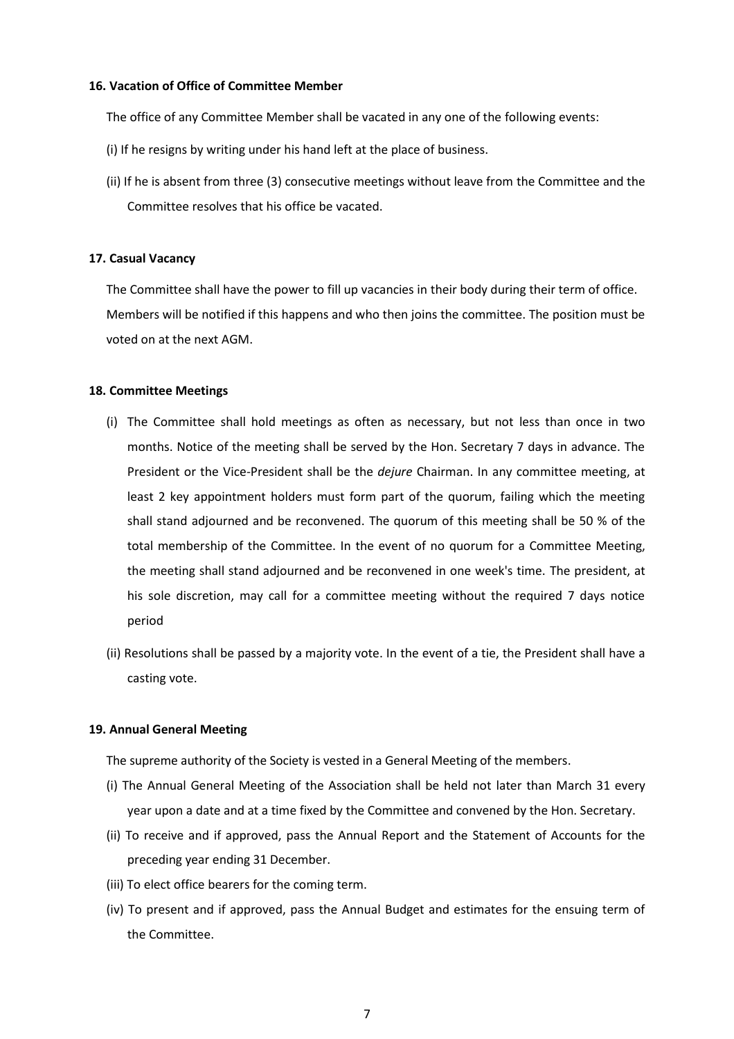**16. Vacation of Office of Committee Member**

The office of any Committee Member shall be vacated in any one of the following events:

(i) If he resigns by writing under his hand left at the place of business.

(ii) If he is absent from three (3) consecutive meetings without leave from the Committee and the Committee resolves that his office be vacated.

**17. Casual Vacancy**

The Committee shall have the power to fill up vacancies in their body during their term of office. Members will be notified if this happens and who then joins the committee. The position must be voted on at the next AGM.

**18. Committee Meetings**

(i) The Committee shall hold meetings as often as necessary, but not less than once in two months. Notice of the meeting shall be served by the Hon. Secretary 7 days in advance. The President or the Vice-President shall be the *dejure* Chairman. In any committee meeting, at least 2 key appointment holders must form part of the quorum, failing which the meeting shall stand adjourned and be reconvened. The quorum of this meeting shall be 50 % of the total membership of the Committee. In the event of no quorum for a Committee Meeting, the meeting shall stand adjourned and be reconvened in one week's time. The president, at his sole discretion, may call for a committee meeting without the required 7 days notice period

(ii) Resolutions shall be passed by a majority vote. In the event of a tie, the President shall have a casting vote.

**19. Annual General Meeting**

The supreme authority of the Society is vested in a General Meeting of the members.

(i) The Annual General Meeting of the Association shall be held not later than March 31 every year upon a date and at a time fixed by the Committee and convened by the Hon. Secretary.

(ii) To receive and if approved, pass the Annual Report and the Statement of Accounts for the preceding year ending 31 December.

(iii) To elect office bearers for the coming term.

(iv) To present and if approved, pass the Annual Budget and estimates for the ensuing term of the Committee.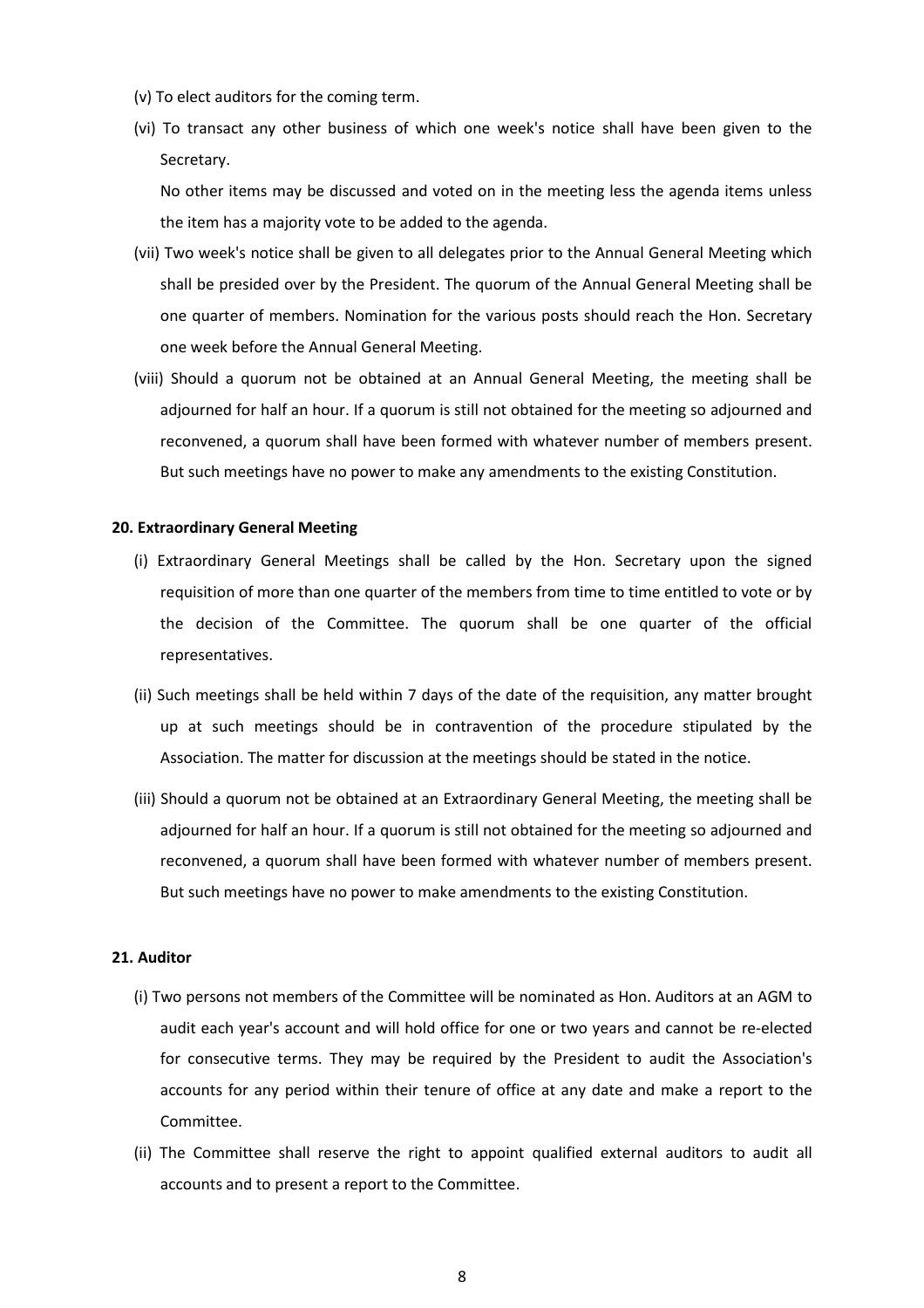(v) To elect auditors for the coming term.

(vi) To transact any other business of which one week's notice shall have been given to the Secretary.

No other items may be discussed and voted on in the meeting less the agenda items unless the item has a majority vote to be added to the agenda.

(vii) Two week's notice shall be given to all delegates prior to the Annual General Meeting which shall be presided over by the President. The quorum of the Annual General Meeting shall be one quarter of members. Nomination for the various posts should reach the Hon. Secretary one week before the Annual General Meeting.

(viii) Should a quorum not be obtained at an Annual General Meeting, the meeting shall be adjourned for half an hour. If a quorum is still not obtained for the meeting so adjourned and reconvened, a quorum shall have been formed with whatever number of members present. But such meetings have no power to make any amendments to the existing Constitution.

**20. Extraordinary General Meeting**

(i) Extraordinary General Meetings shall be called by the Hon. Secretary upon the signed requisition of more than one quarter of the members from time to time entitled to vote or by the decision of the Committee. The quorum shall be one quarter of the official representatives.

(ii) Such meetings shall be held within 7 days of the date of the requisition, any matter brought up at such meetings should be in contravention of the procedure stipulated by the Association. The matter for discussion at the meetings should be stated in the notice.

(iii) Should a quorum not be obtained at an Extraordinary General Meeting, the meeting shall be adjourned for half an hour. If a quorum is still not obtained for the meeting so adjourned and reconvened, a quorum shall have been formed with whatever number of members present. But such meetings have no power to make amendments to the existing Constitution.

**21. Auditor**

(i) Two persons not members of the Committee will be nominated as Hon. Auditors at an AGM to audit each year's account and will hold office for one or two years and cannot be re-elected for consecutive terms. They may be required by the President to audit the Association's accounts for any period within their tenure of office at any date and make a report to the Committee.

(ii) The Committee shall reserve the right to appoint qualified external auditors to audit all accounts and to present a report to the Committee.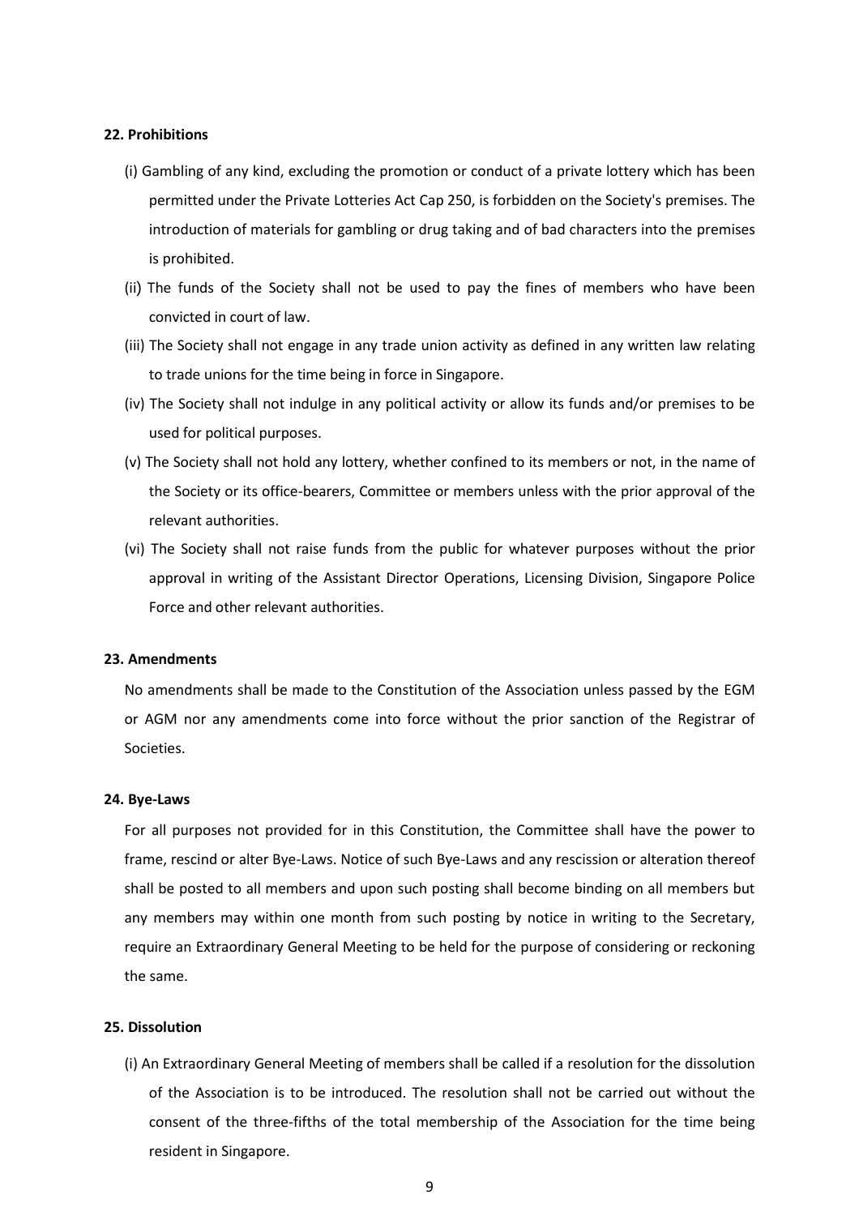**22. Prohibitions**

(i) Gambling of any kind, excluding the promotion or conduct of a private lottery which has been permitted under the Private Lotteries Act Cap 250, is forbidden on the Society's premises. The introduction of materials for gambling or drug taking and of bad characters into the premises is prohibited.

(ii) The funds of the Society shall not be used to pay the fines of members who have been convicted in court of law.

(iii) The Society shall not engage in any trade union activity as defined in any written law relating to trade unions for the time being in force in Singapore.

(iv) The Society shall not indulge in any political activity or allow its funds and/or premises to be used for political purposes.

(v) The Society shall not hold any lottery, whether confined to its members or not, in the name of the Society or its office-bearers, Committee or members unless with the prior approval of the relevant authorities.

(vi) The Society shall not raise funds from the public for whatever purposes without the prior approval in writing of the Assistant Director Operations, Licensing Division, Singapore Police Force and other relevant authorities.

**23. Amendments**

No amendments shall be made to the Constitution of the Association unless passed by the EGM or AGM nor any amendments come into force without the prior sanction of the Registrar of Societies.

**24. Bye-Laws**

For all purposes not provided for in this Constitution, the Committee shall have the power to frame, rescind or alter Bye-Laws. Notice of such Bye-Laws and any rescission or alteration thereof shall be posted to all members and upon such posting shall become binding on all members but any members may within one month from such posting by notice in writing to the Secretary, require an Extraordinary General Meeting to be held for the purpose of considering or reckoning the same.

**25. Dissolution**

(i) An Extraordinary General Meeting of members shall be called if a resolution for the dissolution of the Association is to be introduced. The resolution shall not be carried out without the consent of the three-fifths of the total membership of the Association for the time being resident in Singapore.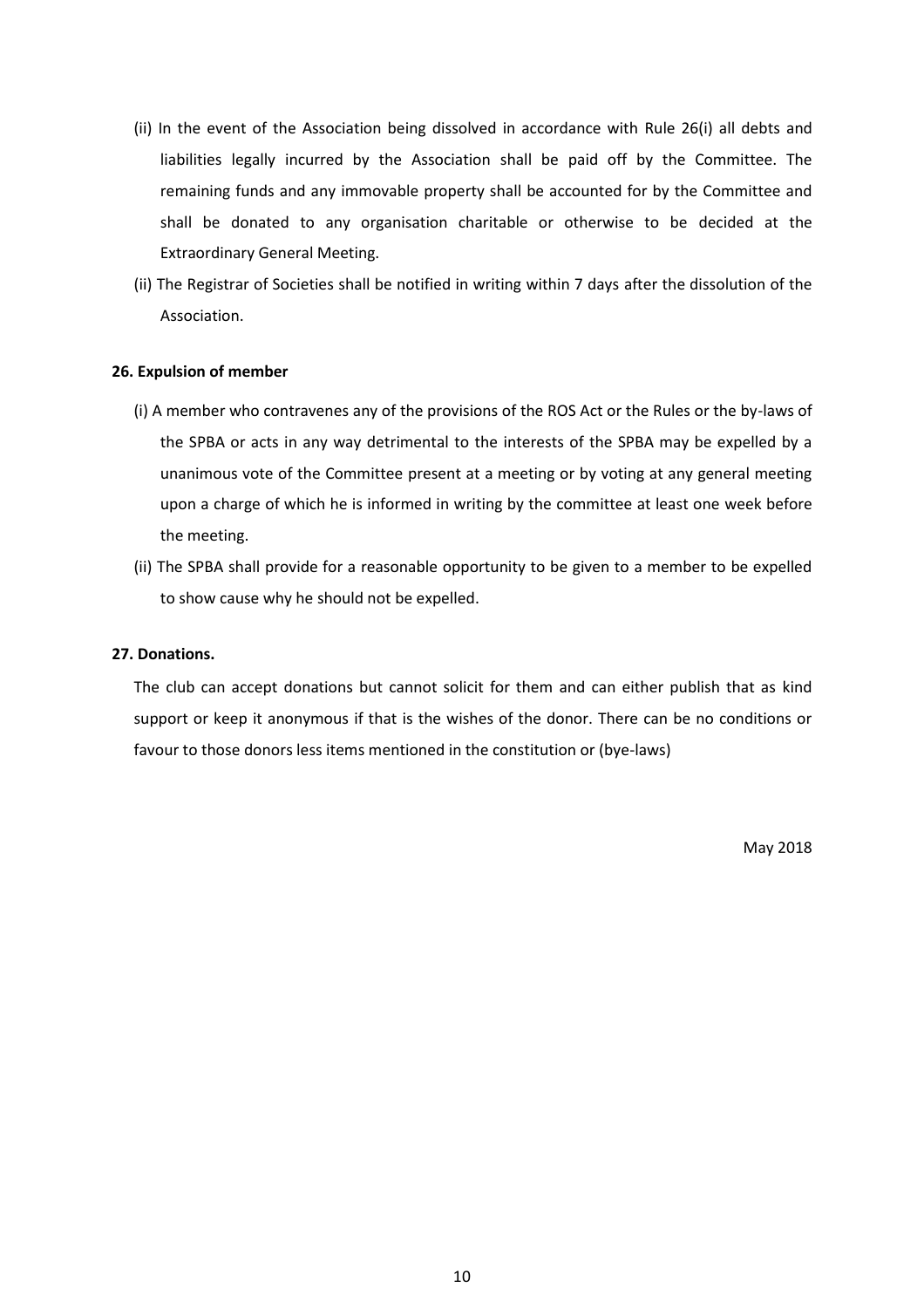(ii) In the event of the Association being dissolved in accordance with Rule 26(i) all debts and liabilities legally incurred by the Association shall be paid off by the Committee. The remaining funds and any immovable property shall be accounted for by the Committee and shall be donated to any organisation charitable or otherwise to be decided at the Extraordinary General Meeting.

(ii) The Registrar of Societies shall be notified in writing within 7 days after the dissolution of the Association.

**26. Expulsion of member**

(i) A member who contravenes any of the provisions of the ROS Act or the Rules or the by-laws of the SPBA or acts in any way detrimental to the interests of the SPBA may be expelled by a unanimous vote of the Committee present at a meeting or by voting at any general meeting upon a charge of which he is informed in writing by the committee at least one week before the meeting.

(ii) The SPBA shall provide for a reasonable opportunity to be given to a member to be expelled to show cause why he should not be expelled.

**27. Donations.**

The club can accept donations but cannot solicit for them and can either publish that as kind support or keep it anonymous if that is the wishes of the donor. There can be no conditions or favour to those donors less items mentioned in the constitution or (bye-laws)

May 2018